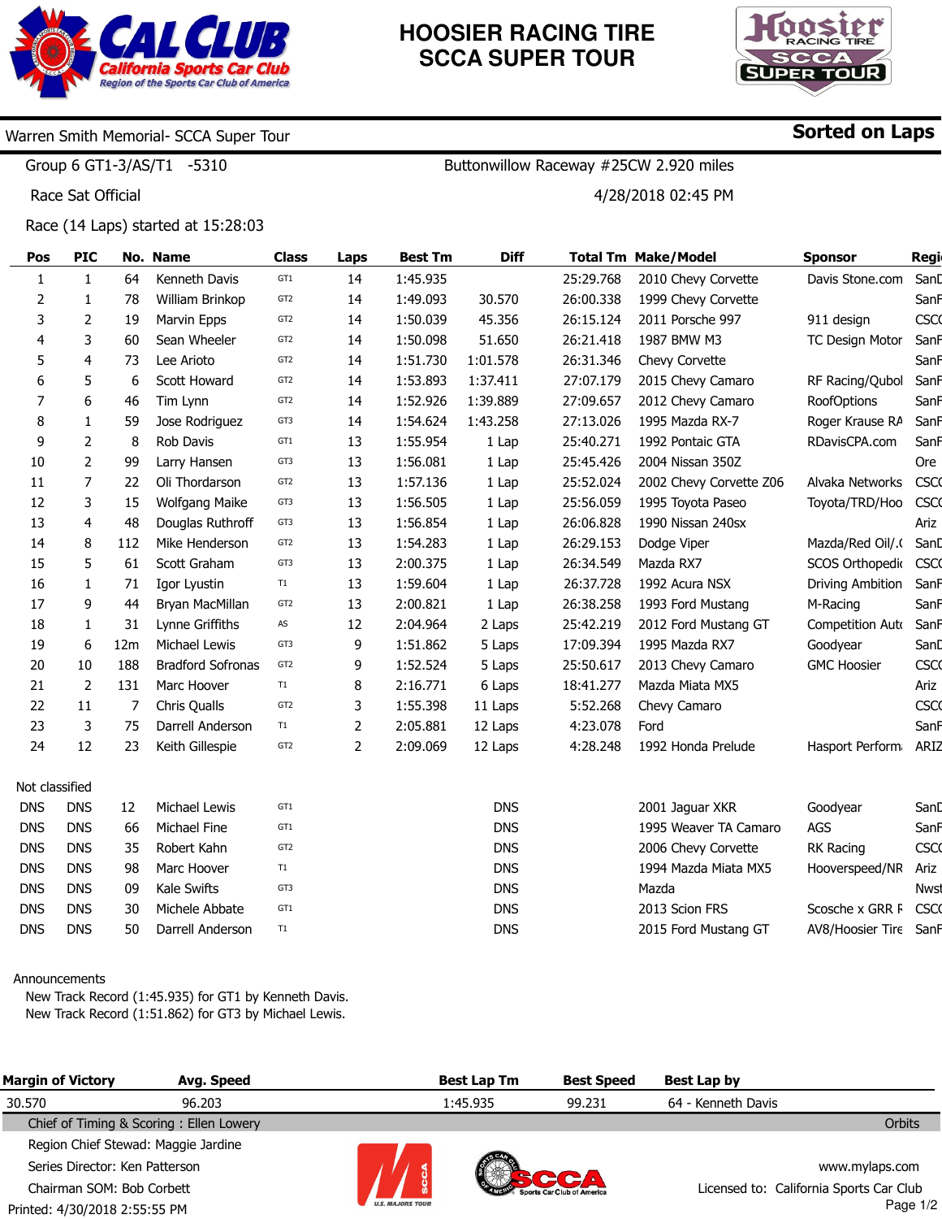# HOOSIER RACING TIRE SCCA SUPER TOUR

CAL CLUB — California Sports Car Club — Region of the Sports Car Club of America

Warren Smith Memorial- SCCA Super Tour

**Sorted on Laps**

Group 6 GT1-3/AS/T1 -5310

Buttonwillow Raceway #25CW 2.920 miles

Race Sat Official

4/28/2018 02:45 PM

Race (14 Laps) started at 15:28:03

| Pos | PIC | No. | Name | Class | Laps | Best Tm | Diff | Total Tm | Make/Model | Sponsor | Regi |
|---|---|---|---|---|---|---|---|---|---|---|---|
| 1 | 1 | 64 | Kenneth Davis | GT1 | 14 | 1:45.935 | | 25:29.768 | 2010 Chevy Corvette | Davis Stone.com | SanD |
| 2 | 1 | 78 | William Brinkop | GT2 | 14 | 1:49.093 | 30.570 | 26:00.338 | 1999 Chevy Corvette | | SanF |
| 3 | 2 | 19 | Marvin Epps | GT2 | 14 | 1:50.039 | 45.356 | 26:15.124 | 2011 Porsche 997 | 911 design | CSCC |
| 4 | 3 | 60 | Sean Wheeler | GT2 | 14 | 1:50.098 | 51.650 | 26:21.418 | 1987 BMW M3 | TC Design Motor | SanF |
| 5 | 4 | 73 | Lee Arioto | GT2 | 14 | 1:51.730 | 1:01.578 | 26:31.346 | Chevy Corvette | | SanF |
| 6 | 5 | 6 | Scott Howard | GT2 | 14 | 1:53.893 | 1:37.411 | 27:07.179 | 2015 Chevy Camaro | RF Racing/Qubol | SanF |
| 7 | 6 | 46 | Tim Lynn | GT2 | 14 | 1:52.926 | 1:39.889 | 27:09.657 | 2012 Chevy Camaro | RoofOptions | SanF |
| 8 | 1 | 59 | Jose Rodriguez | GT3 | 14 | 1:54.624 | 1:43.258 | 27:13.026 | 1995 Mazda RX-7 | Roger Krause RA | SanF |
| 9 | 2 | 8 | Rob Davis | GT1 | 13 | 1:55.954 | 1 Lap | 25:40.271 | 1992 Pontaic GTA | RDavisCPA.com | SanF |
| 10 | 2 | 99 | Larry Hansen | GT3 | 13 | 1:56.081 | 1 Lap | 25:45.426 | 2004 Nissan 350Z | | Ore |
| 11 | 7 | 22 | Oli Thordarson | GT2 | 13 | 1:57.136 | 1 Lap | 25:52.024 | 2002 Chevy Corvette Z06 | Alvaka Networks | CSCC |
| 12 | 3 | 15 | Wolfgang Maike | GT3 | 13 | 1:56.505 | 1 Lap | 25:56.059 | 1995 Toyota Paseo | Toyota/TRD/Hoo | CSCC |
| 13 | 4 | 48 | Douglas Ruthroff | GT3 | 13 | 1:56.854 | 1 Lap | 26:06.828 | 1990 Nissan 240sx | | Ariz |
| 14 | 8 | 112 | Mike Henderson | GT2 | 13 | 1:54.283 | 1 Lap | 26:29.153 | Dodge Viper | Mazda/Red Oil/.( | SanD |
| 15 | 5 | 61 | Scott Graham | GT3 | 13 | 2:00.375 | 1 Lap | 26:34.549 | Mazda RX7 | SCOS Orthopedi | CSCC |
| 16 | 1 | 71 | Igor Lyustin | T1 | 13 | 1:59.604 | 1 Lap | 26:37.728 | 1992 Acura NSX | Driving Ambition | SanF |
| 17 | 9 | 44 | Bryan MacMillan | GT2 | 13 | 2:00.821 | 1 Lap | 26:38.258 | 1993 Ford Mustang | M-Racing | SanF |
| 18 | 1 | 31 | Lynne Griffiths | AS | 12 | 2:04.964 | 2 Laps | 25:42.219 | 2012 Ford Mustang GT | Competition Auto | SanF |
| 19 | 6 | 12m | Michael Lewis | GT3 | 9 | 1:51.862 | 5 Laps | 17:09.394 | 1995 Mazda RX7 | Goodyear | SanD |
| 20 | 10 | 188 | Bradford Sofronas | GT2 | 9 | 1:52.524 | 5 Laps | 25:50.617 | 2013 Chevy Camaro | GMC Hoosier | CSCC |
| 21 | 2 | 131 | Marc Hoover | T1 | 8 | 2:16.771 | 6 Laps | 18:41.277 | Mazda Miata MX5 | | Ariz |
| 22 | 11 | 7 | Chris Qualls | GT2 | 3 | 1:55.398 | 11 Laps | 5:52.268 | Chevy Camaro | | CSCC |
| 23 | 3 | 75 | Darrell Anderson | T1 | 2 | 2:05.881 | 12 Laps | 4:23.078 | Ford | | SanF |
| 24 | 12 | 23 | Keith Gillespie | GT2 | 2 | 2:09.069 | 12 Laps | 4:28.248 | 1992 Honda Prelude | Hasport Perform | ARIZ |
| **Not classified** | | | | | | | | | | | |
| DNS | DNS | 12 | Michael Lewis | GT1 | | | DNS | | 2001 Jaguar XKR | Goodyear | SanD |
| DNS | DNS | 66 | Michael Fine | GT1 | | | DNS | | 1995 Weaver TA Camaro | AGS | SanF |
| DNS | DNS | 35 | Robert Kahn | GT2 | | | DNS | | 2006 Chevy Corvette | RK Racing | CSCC |
| DNS | DNS | 98 | Marc Hoover | T1 | | | DNS | | 1994 Mazda Miata MX5 | Hooverspeed/NR | Ariz |
| DNS | DNS | 09 | Kale Swifts | GT3 | | | DNS | | Mazda | | Nwst |
| DNS | DNS | 30 | Michele Abbate | GT1 | | | DNS | | 2013 Scion FRS | Scosche x GRR F | CSCC |
| DNS | DNS | 50 | Darrell Anderson | T1 | | | DNS | | 2015 Ford Mustang GT | AV8/Hoosier Tire | SanF |

Announcements

New Track Record (1:45.935) for GT1 by Kenneth Davis.
New Track Record (1:51.862) for GT3 by Michael Lewis.

| Margin of Victory | Avg. Speed | Best Lap Tm | Best Speed | Best Lap by |
|---|---|---|---|---|
| 30.570 | 96.203 | 1:45.935 | 99.231 | 64 - Kenneth Davis |

Chief of Timing & Scoring : Ellen Lowery

Orbits

Region Chief Stewad: Maggie Jardine
Series Director: Ken Patterson
Chairman SOM: Bob Corbett
Printed: 4/30/2018 2:55:55 PM

www.mylaps.com
Licensed to: California Sports Car Club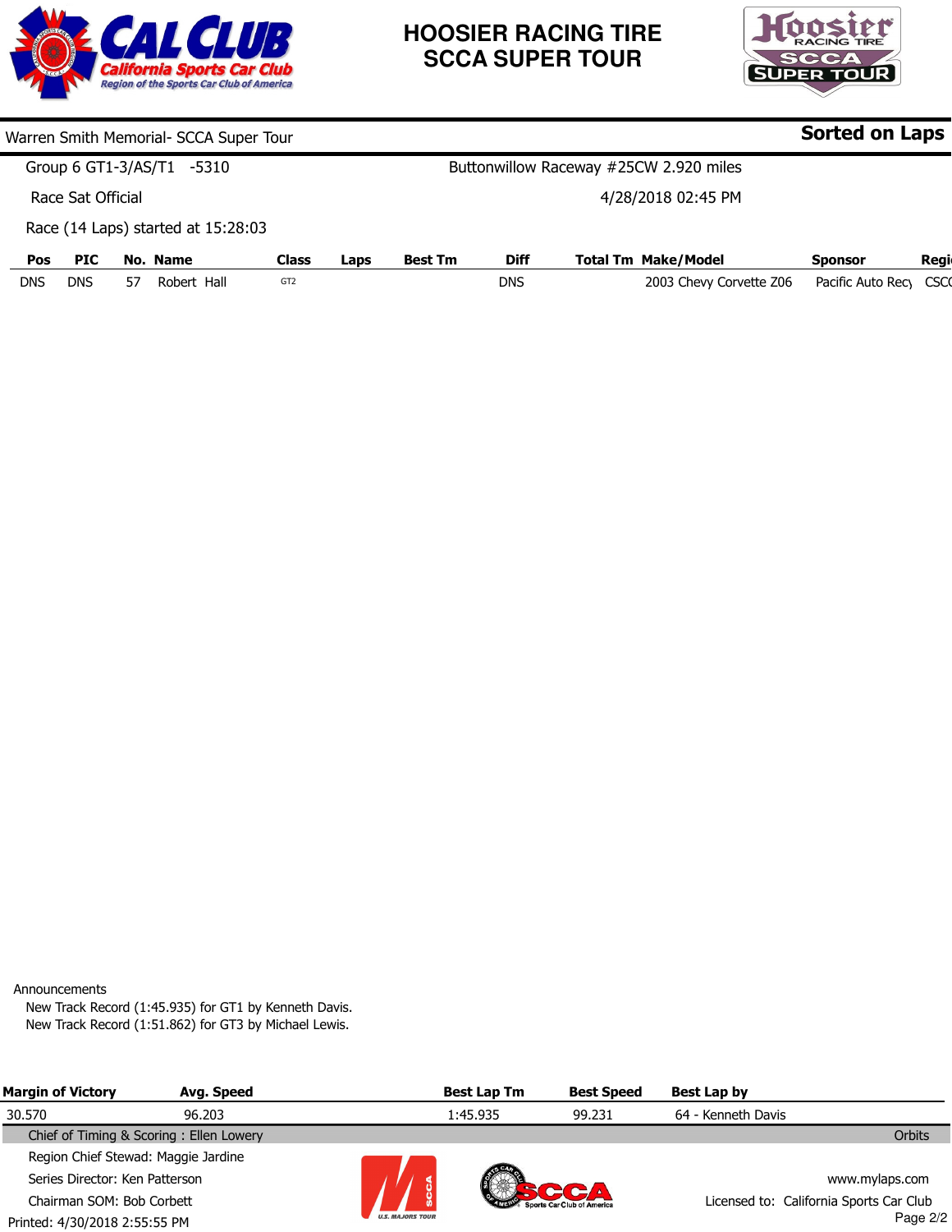# HOOSIER RACING TIRE
# SCCA SUPER TOUR

Warren Smith Memorial- SCCA Super Tour

**Sorted on Laps**

Group 6 GT1-3/AS/T1 -5310

Buttonwillow Raceway #25CW 2.920 miles

Race Sat Official

4/28/2018 02:45 PM

Race (14 Laps) started at 15:28:03

| Pos | PIC | No. | Name | Class | Laps | Best Tm | Diff | Total Tm | Make/Model | Sponsor | Regi |
|---|---|---|---|---|---|---|---|---|---|---|---|
| DNS | DNS | 57 | Robert Hall | GT2 | | | DNS | | 2003 Chevy Corvette Z06 | Pacific Auto Recy | CSCC |

Announcements

New Track Record (1:45.935) for GT1 by Kenneth Davis.
New Track Record (1:51.862) for GT3 by Michael Lewis.

| Margin of Victory | Avg. Speed | Best Lap Tm | Best Speed | Best Lap by |
|---|---|---|---|---|
| 30.570 | 96.203 | 1:45.935 | 99.231 | 64 - Kenneth Davis |

Chief of Timing & Scoring : Ellen Lowery

Orbits

Region Chief Stewad: Maggie Jardine

Series Director: Ken Patterson

Chairman SOM: Bob Corbett

Printed: 4/30/2018 2:55:55 PM

www.mylaps.com

Licensed to: California Sports Car Club